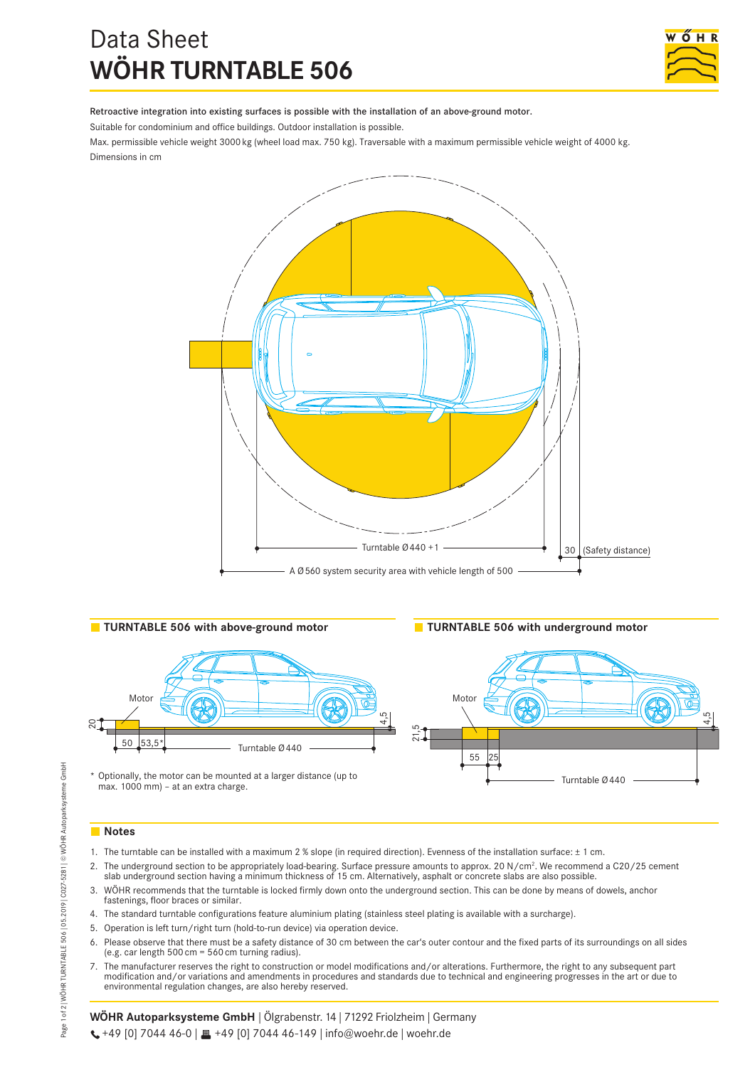# Data Sheet
# WÖHR TURNTABLE 506

**Retroactive integration into existing surfaces is possible with the installation of an above-ground motor.**

Suitable for condominium and office buildings. Outdoor installation is possible.

Max. permissible vehicle weight 3000 kg (wheel load max. 750 kg). Traversable with a maximum permissible vehicle weight of 4000 kg.

Dimensions in cm

Turntable Ø 440 +1

30 (Safety distance)

A Ø 560 system security area with vehicle length of 500

## TURNTABLE 506 with above-ground motor

Motor

20

4,5

50 | 53,5*

Turntable Ø 440

\* Optionally, the motor can be mounted at a larger distance (up to max. 1000 mm) – at an extra charge.

## TURNTABLE 506 with underground motor

Motor

21,5

4,5

55 | 25

Turntable Ø 440

## Notes

1. The turntable can be installed with a maximum 2 % slope (in required direction). Evenness of the installation surface: ± 1 cm.
2. The underground section to be appropriately load-bearing. Surface pressure amounts to approx. 20 N/cm². We recommend a C20/25 cement slab underground section having a minimum thickness of 15 cm. Alternatively, asphalt or concrete slabs are also possible.
3. WÖHR recommends that the turntable is locked firmly down onto the underground section. This can be done by means of dowels, anchor fastenings, floor braces or similar.
4. The standard turntable configurations feature aluminium plating (stainless steel plating is available with a surcharge).
5. Operation is left turn/right turn (hold-to-run device) via operation device.
6. Please observe that there must be a safety distance of 30 cm between the car's outer contour and the fixed parts of its surroundings on all sides (e.g. car length 500 cm = 560 cm turning radius).
7. The manufacturer reserves the right to construction or model modifications and/or alterations. Furthermore, the right to any subsequent part modification and/or variations and amendments in procedures and standards due to technical and engineering progresses in the art or due to environmental regulation changes, are also hereby reserved.

**WÖHR Autoparksysteme GmbH** | Ölgrabenstr. 14 | 71292 Friolzheim | Germany

+49 [0] 7044 46-0 | +49 [0] 7044 46-149 | info@woehr.de | woehr.de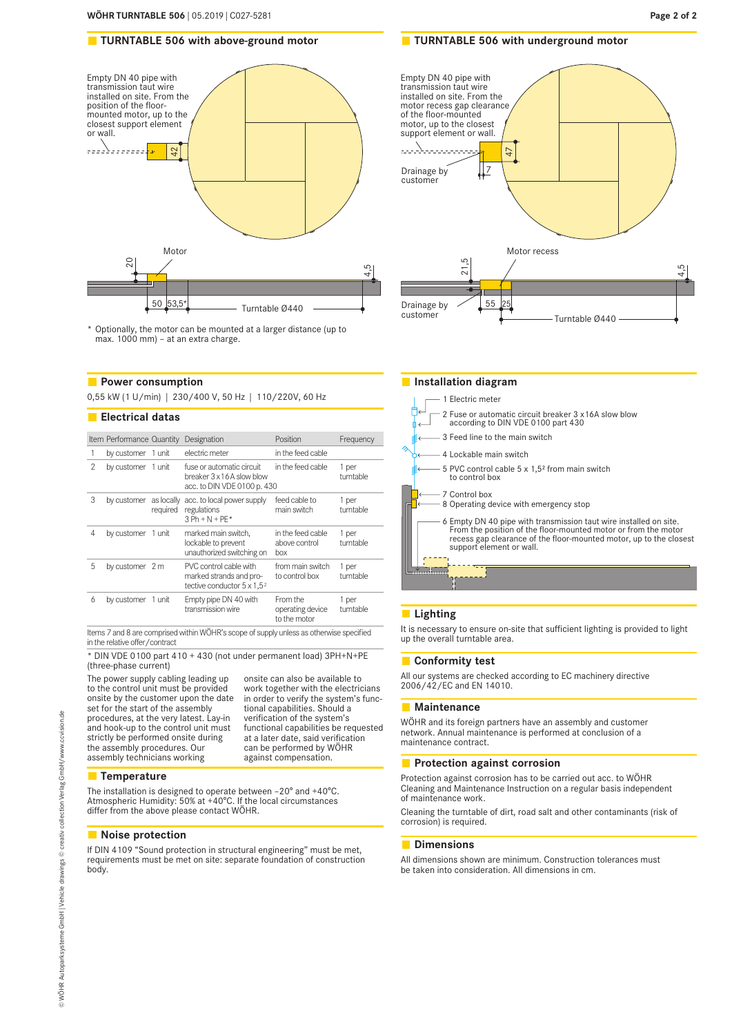## TURNTABLE 506 with above-ground motor

Empty DN 40 pipe with transmission taut wire installed on site. From the position of the floor-mounted motor, up to the closest support element or wall.

42

Motor

20

4,5

50 53,5*

Turntable Ø440

\* Optionally, the motor can be mounted at a larger distance (up to max. 1000 mm) – at an extra charge.

## TURNTABLE 506 with underground motor

Empty DN 40 pipe with transmission taut wire installed on site. From the motor recess gap clearance of the floor-mounted motor, up to the closest support element or wall.

47

7

Drainage by customer

Motor recess

21,5

4,5

Drainage by customer

55 25

Turntable Ø440

## Power consumption

0,55 kW (1 U/min) | 230/400 V, 50 Hz | 110/220V, 60 Hz

## Electrical datas

| Item | Performance | Quantity | Designation | Position | Frequency |
|---|---|---|---|---|---|
| 1 | by customer | 1 unit | electric meter | in the feed cable | |
| 2 | by customer | 1 unit | fuse or automatic circuit breaker 3 x 16 A slow blow acc. to DIN VDE 0100 p. 430 | in the feed cable | 1 per turntable |
| 3 | by customer | as locally required | acc. to local power supply regulations 3 Ph + N + PE* | feed cable to main switch | 1 per turntable |
| 4 | by customer | 1 unit | marked main switch, lockable to prevent unauthorized switching on | in the feed cable above control box | 1 per turntable |
| 5 | by customer | 2 m | PVC control cable with marked strands and protective conductor 5 x 1,5² | from main switch to control box | 1 per turntable |
| 6 | by customer | 1 unit | Empty pipe DN 40 with transmission wire | From the operating device to the motor | 1 per turntable |

Items 7 and 8 are comprised within WÖHR's scope of supply unless as otherwise specified in the relative offer/contract

\* DIN VDE 0100 part 410 + 430 (not under permanent load) 3PH+N+PE (three-phase current)

The power supply cabling leading up to the control unit must be provided onsite by the customer upon the date set for the start of the assembly procedures, at the very latest. Lay-in and hook-up to the control unit must strictly be performed onsite during the assembly procedures. Our assembly technicians working onsite can also be available to work together with the electricians in order to verify the system's functional capabilities. Should a verification of the system's functional capabilities be requested at a later date, said verification can be performed by WÖHR against compensation.

## Temperature

The installation is designed to operate between –20° and +40°C. Atmospheric Humidity: 50% at +40°C. If the local circumstances differ from the above please contact WÖHR.

## Noise protection

If DIN 4109 "Sound protection in structural engineering" must be met, requirements must be met on site: separate foundation of construction body.

## Installation diagram

1 Electric meter

2 Fuse or automatic circuit breaker 3 x 16A slow blow according to DIN VDE 0100 part 430

3 Feed line to the main switch

4 Lockable main switch

5 PVC control cable 5 x 1,5² from main switch to control box

7 Control box

8 Operating device with emergency stop

6 Empty DN 40 pipe with transmission taut wire installed on site. From the position of the floor-mounted motor or from the motor recess gap clearance of the floor-mounted motor, up to the closest support element or wall.

## Lighting

It is necessary to ensure on-site that sufficient lighting is provided to light up the overall turntable area.

## Conformity test

All our systems are checked according to EC machinery directive 2006/42/EC and EN 14010.

## Maintenance

WÖHR and its foreign partners have an assembly and customer network. Annual maintenance is performed at conclusion of a maintenance contract.

## Protection against corrosion

Protection against corrosion has to be carried out acc. to WÖHR Cleaning and Maintenance Instruction on a regular basis independent of maintenance work.

Cleaning the turntable of dirt, road salt and other contaminants (risk of corrosion) is required.

## Dimensions

All dimensions shown are minimum. Construction tolerances must be taken into consideration. All dimensions in cm.